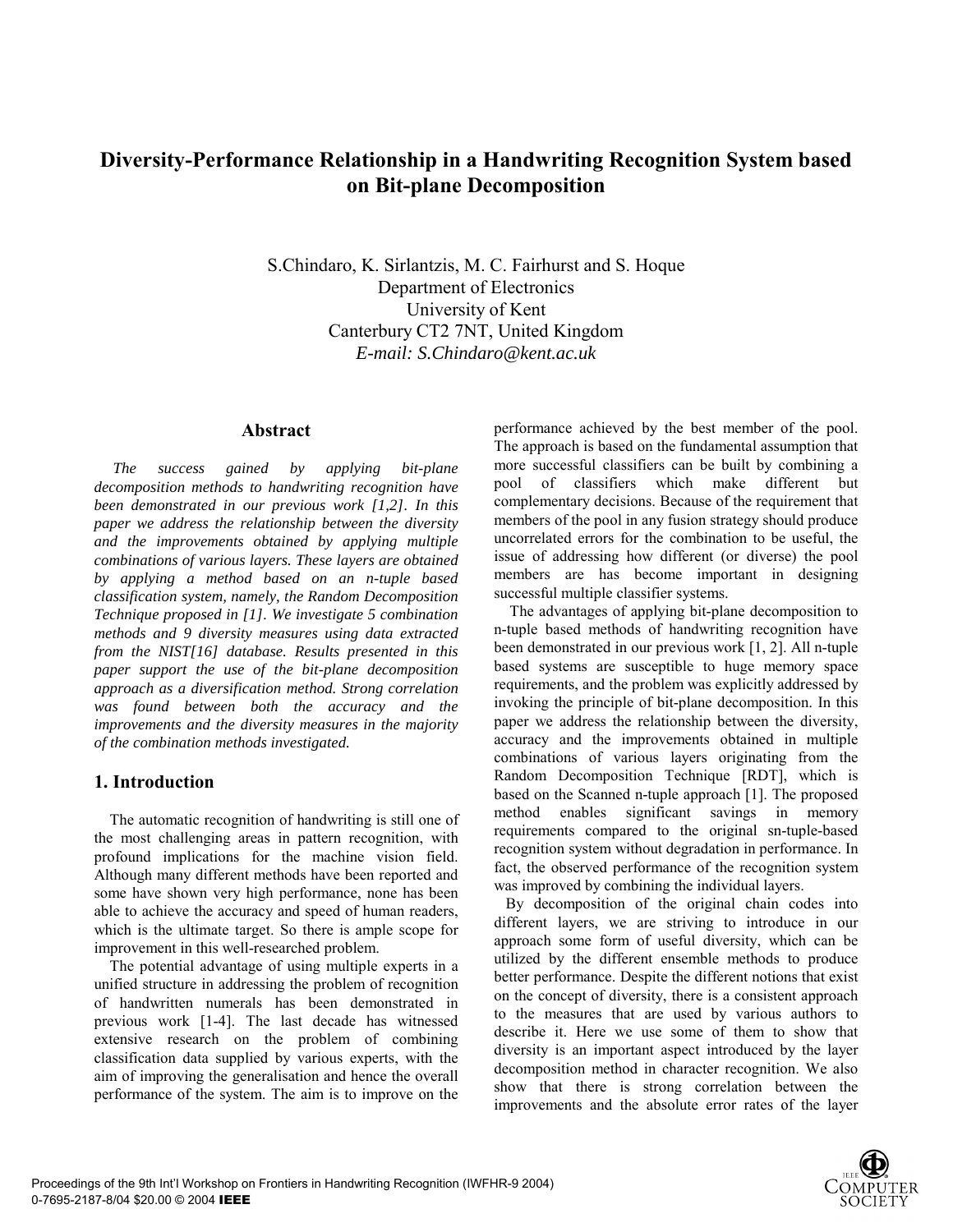# Diversity-Performance Relationship in a Handwriting Recognition System based on Bit-plane Decomposition

S.Chindaro, K. Sirlantzis, M. C. Fairhurst and S. Hoque
Department of Electronics
University of Kent
Canterbury CT2 7NT, United Kingdom
*E-mail: S.Chindaro@kent.ac.uk*

## Abstract

*The success gained by applying bit-plane decomposition methods to handwriting recognition have been demonstrated in our previous work [1,2]. In this paper we address the relationship between the diversity and the improvements obtained by applying multiple combinations of various layers. These layers are obtained by applying a method based on an n-tuple based classification system, namely, the Random Decomposition Technique proposed in [1]. We investigate 5 combination methods and 9 diversity measures using data extracted from the NIST[16] database. Results presented in this paper support the use of the bit-plane decomposition approach as a diversification method. Strong correlation was found between both the accuracy and the improvements and the diversity measures in the majority of the combination methods investigated.*

## 1. Introduction

The automatic recognition of handwriting is still one of the most challenging areas in pattern recognition, with profound implications for the machine vision field. Although many different methods have been reported and some have shown very high performance, none has been able to achieve the accuracy and speed of human readers, which is the ultimate target. So there is ample scope for improvement in this well-researched problem.

The potential advantage of using multiple experts in a unified structure in addressing the problem of recognition of handwritten numerals has been demonstrated in previous work [1-4]. The last decade has witnessed extensive research on the problem of combining classification data supplied by various experts, with the aim of improving the generalisation and hence the overall performance of the system. The aim is to improve on the performance achieved by the best member of the pool. The approach is based on the fundamental assumption that more successful classifiers can be built by combining a pool of classifiers which make different but complementary decisions. Because of the requirement that members of the pool in any fusion strategy should produce uncorrelated errors for the combination to be useful, the issue of addressing how different (or diverse) the pool members are has become important in designing successful multiple classifier systems.

The advantages of applying bit-plane decomposition to n-tuple based methods of handwriting recognition have been demonstrated in our previous work [1, 2]. All n-tuple based systems are susceptible to huge memory space requirements, and the problem was explicitly addressed by invoking the principle of bit-plane decomposition. In this paper we address the relationship between the diversity, accuracy and the improvements obtained in multiple combinations of various layers originating from the Random Decomposition Technique [RDT], which is based on the Scanned n-tuple approach [1]. The proposed method enables significant savings in memory requirements compared to the original sn-tuple-based recognition system without degradation in performance. In fact, the observed performance of the recognition system was improved by combining the individual layers.

By decomposition of the original chain codes into different layers, we are striving to introduce in our approach some form of useful diversity, which can be utilized by the different ensemble methods to produce better performance. Despite the different notions that exist on the concept of diversity, there is a consistent approach to the measures that are used by various authors to describe it. Here we use some of them to show that diversity is an important aspect introduced by the layer decomposition method in character recognition. We also show that there is strong correlation between the improvements and the absolute error rates of the layer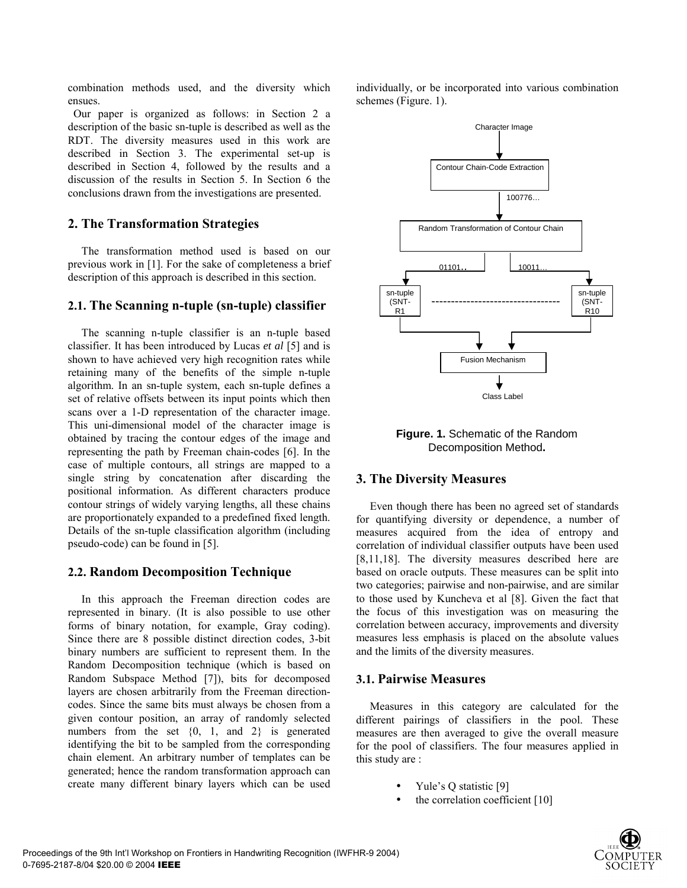combination methods used, and the diversity which ensues.

Our paper is organized as follows: in Section 2 a description of the basic sn-tuple is described as well as the RDT. The diversity measures used in this work are described in Section 3. The experimental set-up is described in Section 4, followed by the results and a discussion of the results in Section 5. In Section 6 the conclusions drawn from the investigations are presented.

## 2. The Transformation Strategies

The transformation method used is based on our previous work in [1]. For the sake of completeness a brief description of this approach is described in this section.

### 2.1. The Scanning n-tuple (sn-tuple) classifier

The scanning n-tuple classifier is an n-tuple based classifier. It has been introduced by Lucas *et al* [5] and is shown to have achieved very high recognition rates while retaining many of the benefits of the simple n-tuple algorithm. In an sn-tuple system, each sn-tuple defines a set of relative offsets between its input points which then scans over a 1-D representation of the character image. This uni-dimensional model of the character image is obtained by tracing the contour edges of the image and representing the path by Freeman chain-codes [6]. In the case of multiple contours, all strings are mapped to a single string by concatenation after discarding the positional information. As different characters produce contour strings of widely varying lengths, all these chains are proportionately expanded to a predefined fixed length. Details of the sn-tuple classification algorithm (including pseudo-code) can be found in [5].

### 2.2. Random Decomposition Technique

In this approach the Freeman direction codes are represented in binary. (It is also possible to use other forms of binary notation, for example, Gray coding). Since there are 8 possible distinct direction codes, 3-bit binary numbers are sufficient to represent them. In the Random Decomposition technique (which is based on Random Subspace Method [7]), bits for decomposed layers are chosen arbitrarily from the Freeman direction-codes. Since the same bits must always be chosen from a given contour position, an array of randomly selected numbers from the set {0, 1, and 2} is generated identifying the bit to be sampled from the corresponding chain element. An arbitrary number of templates can be generated; hence the random transformation approach can create many different binary layers which can be used individually, or be incorporated into various combination schemes (Figure. 1).

Character Image → Contour Chain-Code Extraction → 100776… → Random Transformation of Contour Chain → 01101.. / 10011… → sn-tuple (SNT-R1 ---------------------- sn-tuple (SNT-R10 → Fusion Mechanism → Class Label

**Figure. 1.** Schematic of the Random Decomposition Method**.**

## 3. The Diversity Measures

Even though there has been no agreed set of standards for quantifying diversity or dependence, a number of measures acquired from the idea of entropy and correlation of individual classifier outputs have been used [8,11,18]. The diversity measures described here are based on oracle outputs. These measures can be split into two categories; pairwise and non-pairwise, and are similar to those used by Kuncheva et al [8]. Given the fact that the focus of this investigation was on measuring the correlation between accuracy, improvements and diversity measures less emphasis is placed on the absolute values and the limits of the diversity measures.

### 3.1. Pairwise Measures

Measures in this category are calculated for the different pairings of classifiers in the pool. These measures are then averaged to give the overall measure for the pool of classifiers. The four measures applied in this study are :

- Yule's Q statistic [9]
- the correlation coefficient [10]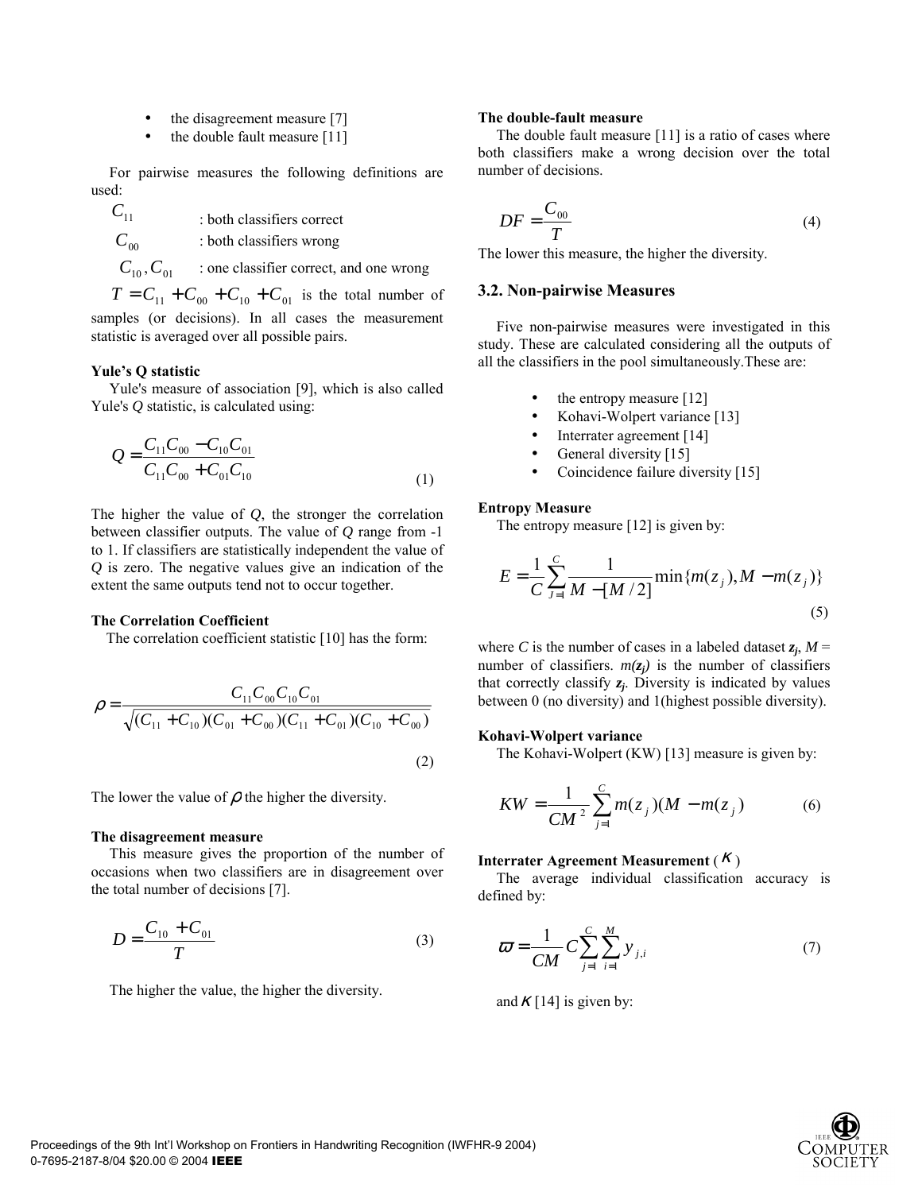- the disagreement measure [7]
- the double fault measure [11]

For pairwise measures the following definitions are used:

$C_{11}$ : both classifiers correct

$C_{00}$ : both classifiers wrong

$C_{10}, C_{01}$ : one classifier correct, and one wrong

$T = C_{11} + C_{00} + C_{10} + C_{01}$ is the total number of samples (or decisions). In all cases the measurement statistic is averaged over all possible pairs.

**Yule's Q statistic**

Yule's measure of association [9], which is also called Yule's *Q* statistic, is calculated using:

$$Q = \frac{C_{11}C_{00} - C_{10}C_{01}}{C_{11}C_{00} + C_{01}C_{10}} \tag{1}$$

The higher the value of *Q*, the stronger the correlation between classifier outputs. The value of *Q* range from -1 to 1. If classifiers are statistically independent the value of *Q* is zero. The negative values give an indication of the extent the same outputs tend not to occur together.

**The Correlation Coefficient**

The correlation coefficient statistic [10] has the form:

$$\rho = \frac{C_{11}C_{00}C_{10}C_{01}}{\sqrt{(C_{11} + C_{10})(C_{01} + C_{00})(C_{11} + C_{01})(C_{10} + C_{00})}} \tag{2}$$

The lower the value of $\rho$ the higher the diversity.

**The disagreement measure**

This measure gives the proportion of the number of occasions when two classifiers are in disagreement over the total number of decisions [7].

$$D = \frac{C_{10} + C_{01}}{T} \tag{3}$$

The higher the value, the higher the diversity.

**The double-fault measure**

The double fault measure [11] is a ratio of cases where both classifiers make a wrong decision over the total number of decisions.

$$DF = \frac{C_{00}}{T} \tag{4}$$

The lower this measure, the higher the diversity.

### 3.2. Non-pairwise Measures

Five non-pairwise measures were investigated in this study. These are calculated considering all the outputs of all the classifiers in the pool simultaneously.These are:

- the entropy measure [12]
- Kohavi-Wolpert variance [13]
- Interrater agreement [14]
- General diversity [15]
- Coincidence failure diversity [15]

**Entropy Measure**

The entropy measure [12] is given by:

$$E = \frac{1}{C}\sum_{j=1}^{C} \frac{1}{M - [M/2]} \min\{m(z_j), M - m(z_j)\} \tag{5}$$

where *C* is the number of cases in a labeled dataset $\boldsymbol{z_j}$, *M* = number of classifiers. $m(\boldsymbol{z_j})$ is the number of classifiers that correctly classify $\boldsymbol{z_j}$. Diversity is indicated by values between 0 (no diversity) and 1(highest possible diversity).

**Kohavi-Wolpert variance**

The Kohavi-Wolpert (KW) [13] measure is given by:

$$KW = \frac{1}{CM^2}\sum_{j=1}^{C} m(z_j)(M - m(z_j)) \tag{6}$$

**Interrater Agreement Measurement ($\kappa$)**

The average individual classification accuracy is defined by:

$$\varpi = \frac{1}{CM} C \sum_{j=1}^{C}\sum_{i=1}^{M} y_{j,i} \tag{7}$$

and $\kappa$ [14] is given by: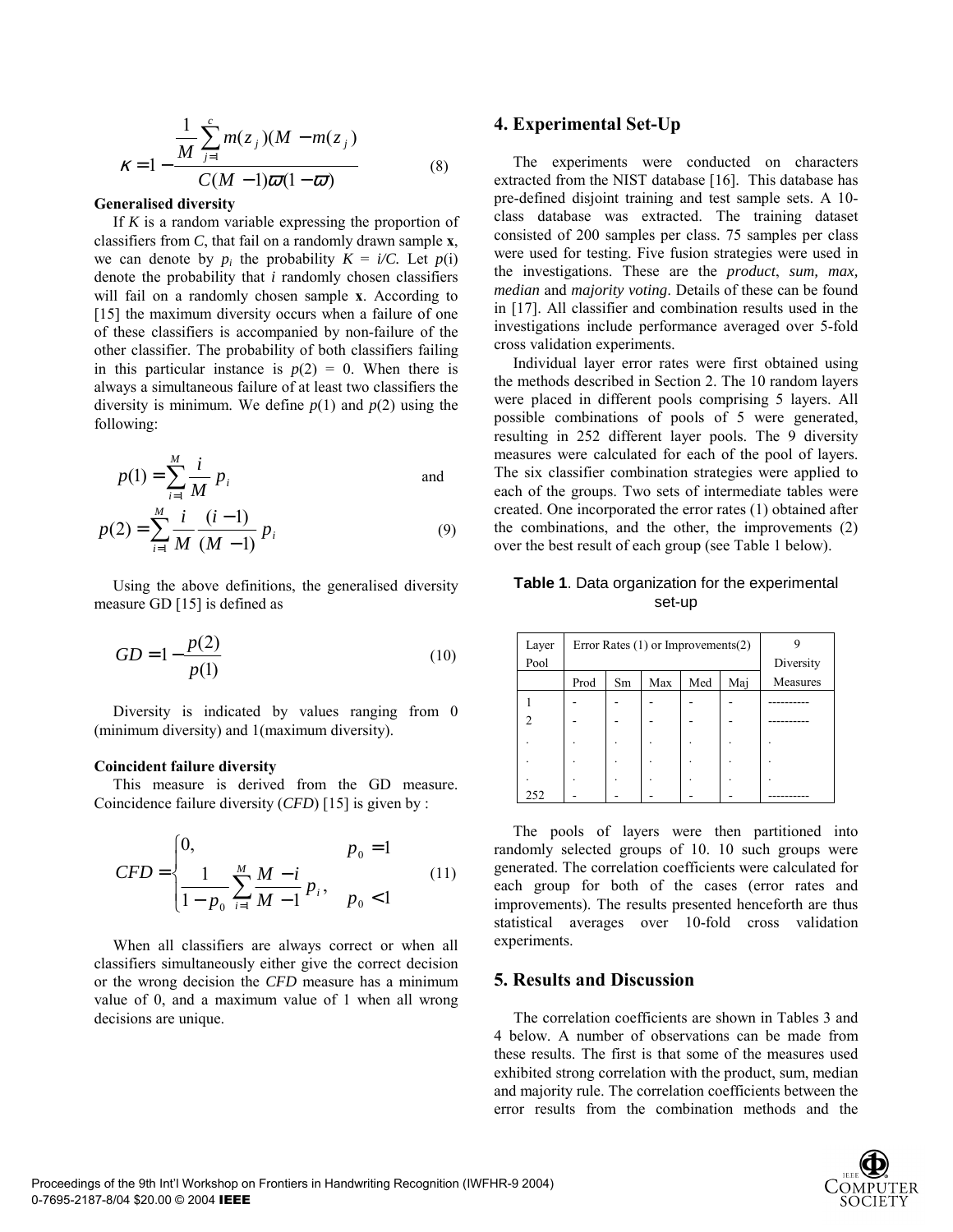$$\kappa = 1 - \frac{\frac{1}{M}\sum_{j=1}^{c} m(z_j)(M - m(z_j))}{C(M-1)\varpi(1-\varpi)} \tag{8}$$

**Generalised diversity**

If $K$ is a random variable expressing the proportion of classifiers from $C$, that fail on a randomly drawn sample **x**, we can denote by $p_i$ the probability $K = i/C$. Let $p(i)$ denote the probability that $i$ randomly chosen classifiers will fail on a randomly chosen sample **x**. According to [15] the maximum diversity occurs when a failure of one of these classifiers is accompanied by non-failure of the other classifier. The probability of both classifiers failing in this particular instance is $p(2) = 0$. When there is always a simultaneous failure of at least two classifiers the diversity is minimum. We define $p(1)$ and $p(2)$ using the following:

$$p(1) = \sum_{i=1}^{M} \frac{i}{M} p_i \quad \text{and}$$

$$p(2) = \sum_{i=1}^{M} \frac{i}{M} \frac{(i-1)}{(M-1)} p_i \tag{9}$$

Using the above definitions, the generalised diversity measure GD [15] is defined as

$$GD = 1 - \frac{p(2)}{p(1)} \tag{10}$$

Diversity is indicated by values ranging from 0 (minimum diversity) and 1(maximum diversity).

**Coincident failure diversity**

This measure is derived from the GD measure. Coincidence failure diversity (*CFD*) [15] is given by :

$$CFD = \begin{cases} 0, & p_0 = 1 \\ \dfrac{1}{1-p_0}\displaystyle\sum_{i=1}^{M} \frac{M-i}{M-1} p_i, & p_0 < 1 \end{cases} \tag{11}$$

When all classifiers are always correct or when all classifiers simultaneously either give the correct decision or the wrong decision the *CFD* measure has a minimum value of 0, and a maximum value of 1 when all wrong decisions are unique.

## 4. Experimental Set-Up

The experiments were conducted on characters extracted from the NIST database [16]. This database has pre-defined disjoint training and test sample sets. A 10-class database was extracted. The training dataset consisted of 200 samples per class. 75 samples per class were used for testing. Five fusion strategies were used in the investigations. These are the *product*, *sum, max, median* and *majority voting*. Details of these can be found in [17]. All classifier and combination results used in the investigations include performance averaged over 5-fold cross validation experiments.

Individual layer error rates were first obtained using the methods described in Section 2. The 10 random layers were placed in different pools comprising 5 layers. All possible combinations of pools of 5 were generated, resulting in 252 different layer pools. The 9 diversity measures were calculated for each of the pool of layers. The six classifier combination strategies were applied to each of the groups. Two sets of intermediate tables were created. One incorporated the error rates (1) obtained after the combinations, and the other, the improvements (2) over the best result of each group (see Table 1 below).

**Table 1**. Data organization for the experimental set-up

| Layer Pool | Error Rates (1) or Improvements(2) | | | | | 9 Diversity Measures |
|---|---|---|---|---|---|---|
| | Prod | Sm | Max | Med | Maj | |
| 1 | - | - | - | - | - | ---------- |
| 2 | - | - | - | - | - | ---------- |
| . | . | . | . | . | . | . |
| . | . | . | . | . | . | . |
| . | . | . | . | . | . | . |
| 252 | - | - | - | - | - | ---------- |

The pools of layers were then partitioned into randomly selected groups of 10. 10 such groups were generated. The correlation coefficients were calculated for each group for both of the cases (error rates and improvements). The results presented henceforth are thus statistical averages over 10-fold cross validation experiments.

## 5. Results and Discussion

The correlation coefficients are shown in Tables 3 and 4 below. A number of observations can be made from these results. The first is that some of the measures used exhibited strong correlation with the product, sum, median and majority rule. The correlation coefficients between the error results from the combination methods and the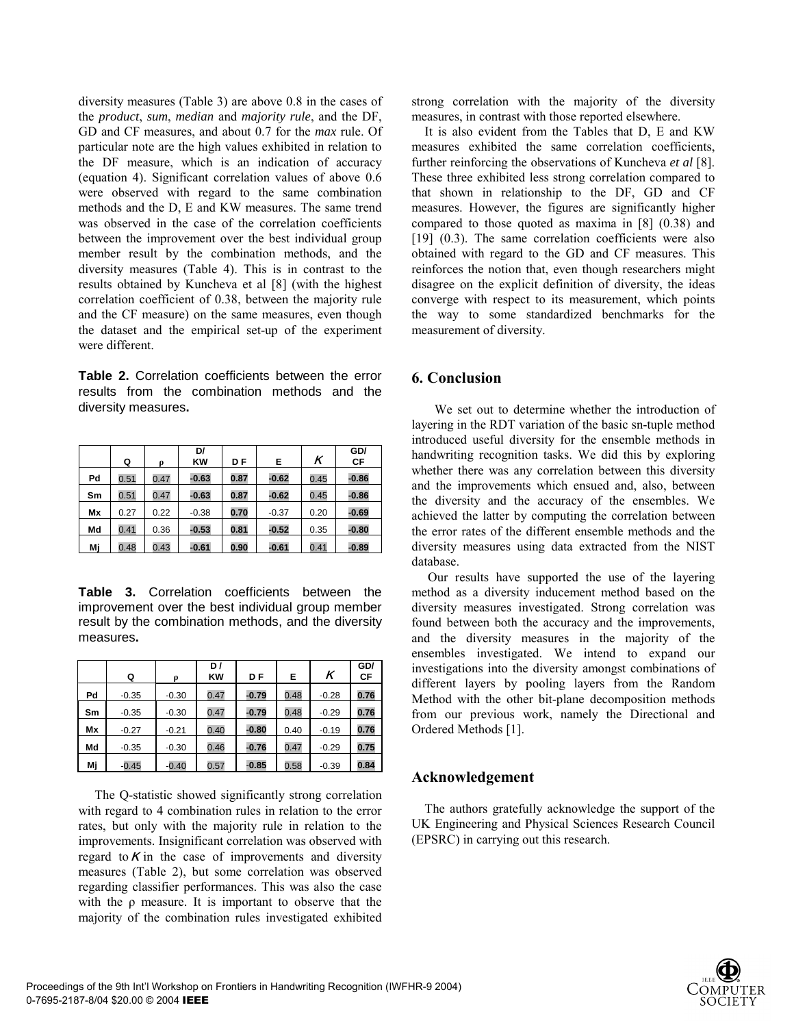diversity measures (Table 3) are above 0.8 in the cases of the *product*, *sum*, *median* and *majority rule*, and the DF, GD and CF measures, and about 0.7 for the *max* rule. Of particular note are the high values exhibited in relation to the DF measure, which is an indication of accuracy (equation 4). Significant correlation values of above 0.6 were observed with regard to the same combination methods and the D, E and KW measures. The same trend was observed in the case of the correlation coefficients between the improvement over the best individual group member result by the combination methods, and the diversity measures (Table 4). This is in contrast to the results obtained by Kuncheva et al [8] (with the highest correlation coefficient of 0.38, between the majority rule and the CF measure) on the same measures, even though the dataset and the empirical set-up of the experiment were different.

**Table 2.** Correlation coefficients between the error results from the combination methods and the diversity measures**.**

| | Q | ρ | D/ KW | D F | E | $\kappa$ | GD/ CF |
|---|---|---|---|---|---|---|---|
| **Pd** | 0.51 | 0.47 | **-0.63** | **0.87** | **-0.62** | 0.45 | **-0.86** |
| **Sm** | 0.51 | 0.47 | **-0.63** | **0.87** | **-0.62** | 0.45 | **-0.86** |
| **Mx** | 0.27 | 0.22 | -0.38 | **0.70** | -0.37 | 0.20 | **-0.69** |
| **Md** | 0.41 | 0.36 | **-0.53** | **0.81** | **-0.52** | 0.35 | **-0.80** |
| **Mj** | 0.48 | 0.43 | **-0.61** | **0.90** | **-0.61** | 0.41 | **-0.89** |

**Table 3.** Correlation coefficients between the improvement over the best individual group member result by the combination methods, and the diversity measures**.**

| | Q | ρ | D / KW | D F | E | $\kappa$ | GD/ CF |
|---|---|---|---|---|---|---|---|
| **Pd** | -0.35 | -0.30 | 0.47 | **-0.79** | 0.48 | -0.28 | **0.76** |
| **Sm** | -0.35 | -0.30 | 0.47 | **-0.79** | 0.48 | -0.29 | **0.76** |
| **Mx** | -0.27 | -0.21 | 0.40 | **-0.80** | 0.40 | -0.19 | **0.76** |
| **Md** | -0.35 | -0.30 | 0.46 | **-0.76** | 0.47 | -0.29 | **0.75** |
| **Mj** | -0.45 | -0.40 | 0.57 | **-0.85** | 0.58 | -0.39 | **0.84** |

The Q-statistic showed significantly strong correlation with regard to 4 combination rules in relation to the error rates, but only with the majority rule in relation to the improvements. Insignificant correlation was observed with regard to $\kappa$ in the case of improvements and diversity measures (Table 2), but some correlation was observed regarding classifier performances. This was also the case with the ρ measure. It is important to observe that the majority of the combination rules investigated exhibited strong correlation with the majority of the diversity measures, in contrast with those reported elsewhere.

It is also evident from the Tables that D, E and KW measures exhibited the same correlation coefficients, further reinforcing the observations of Kuncheva *et al* [8]. These three exhibited less strong correlation compared to that shown in relationship to the DF, GD and CF measures. However, the figures are significantly higher compared to those quoted as maxima in [8] (0.38) and [19] (0.3). The same correlation coefficients were also obtained with regard to the GD and CF measures. This reinforces the notion that, even though researchers might disagree on the explicit definition of diversity, the ideas converge with respect to its measurement, which points the way to some standardized benchmarks for the measurement of diversity.

## 6. Conclusion

We set out to determine whether the introduction of layering in the RDT variation of the basic sn-tuple method introduced useful diversity for the ensemble methods in handwriting recognition tasks. We did this by exploring whether there was any correlation between this diversity and the improvements which ensued and, also, between the diversity and the accuracy of the ensembles. We achieved the latter by computing the correlation between the error rates of the different ensemble methods and the diversity measures using data extracted from the NIST database.

Our results have supported the use of the layering method as a diversity inducement method based on the diversity measures investigated. Strong correlation was found between both the accuracy and the improvements, and the diversity measures in the majority of the ensembles investigated. We intend to expand our investigations into the diversity amongst combinations of different layers by pooling layers from the Random Method with the other bit-plane decomposition methods from our previous work, namely the Directional and Ordered Methods [1].

## Acknowledgement

The authors gratefully acknowledge the support of the UK Engineering and Physical Sciences Research Council (EPSRC) in carrying out this research.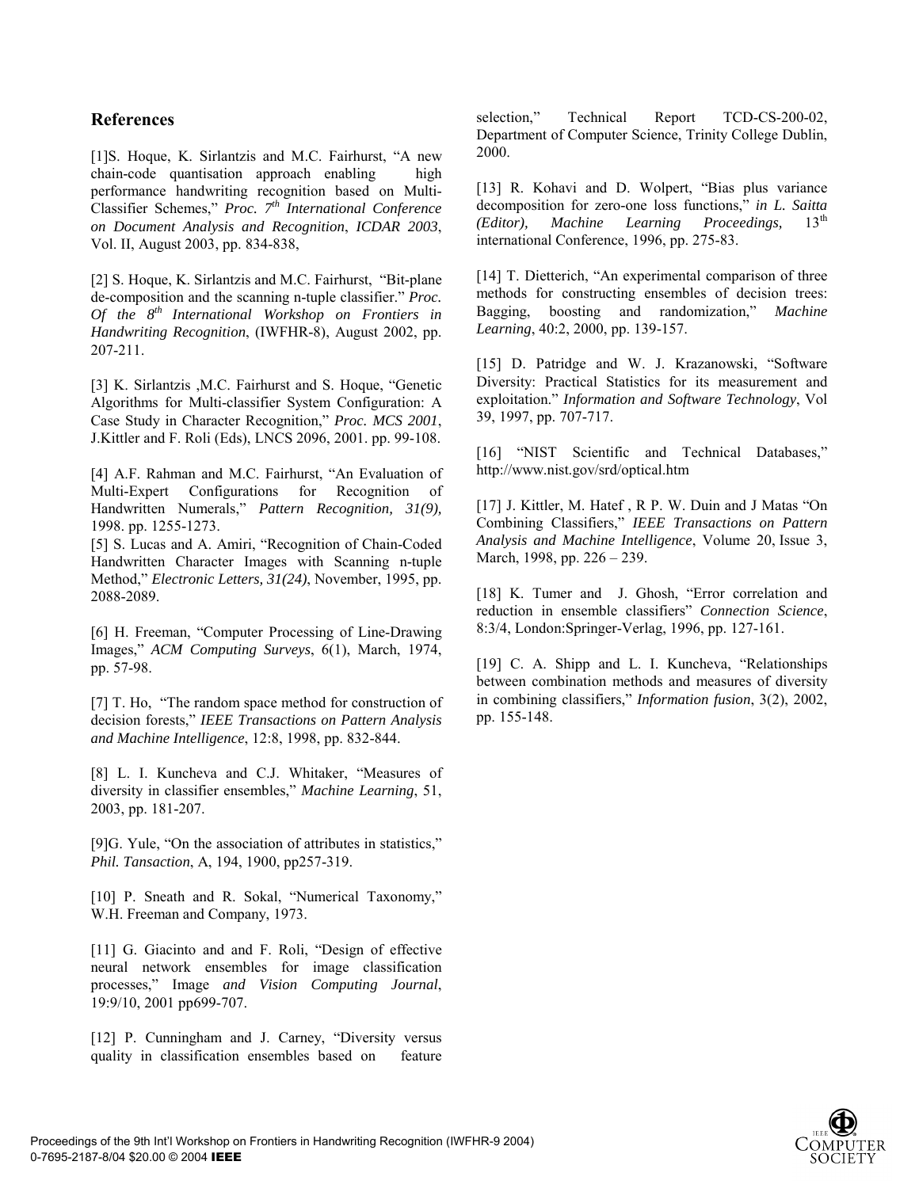## References

[1]S. Hoque, K. Sirlantzis and M.C. Fairhurst, "A new chain-code quantisation approach enabling high performance handwriting recognition based on Multi-Classifier Schemes," *Proc. 7th International Conference on Document Analysis and Recognition*, *ICDAR 2003*, Vol. II, August 2003, pp. 834-838,

[2] S. Hoque, K. Sirlantzis and M.C. Fairhurst, "Bit-plane de-composition and the scanning n-tuple classifier." *Proc. Of the 8th International Workshop on Frontiers in Handwriting Recognition*, (IWFHR-8), August 2002, pp. 207-211.

[3] K. Sirlantzis ,M.C. Fairhurst and S. Hoque, "Genetic Algorithms for Multi-classifier System Configuration: A Case Study in Character Recognition," *Proc. MCS 2001*, J.Kittler and F. Roli (Eds), LNCS 2096, 2001. pp. 99-108.

[4] A.F. Rahman and M.C. Fairhurst, "An Evaluation of Multi-Expert Configurations for Recognition of Handwritten Numerals," *Pattern Recognition, 31(9),* 1998. pp. 1255-1273.

[5] S. Lucas and A. Amiri, "Recognition of Chain-Coded Handwritten Character Images with Scanning n-tuple Method," *Electronic Letters, 31(24)*, November, 1995, pp. 2088-2089.

[6] H. Freeman, "Computer Processing of Line-Drawing Images," *ACM Computing Surveys*, 6(1), March, 1974, pp. 57-98.

[7] T. Ho, "The random space method for construction of decision forests," *IEEE Transactions on Pattern Analysis and Machine Intelligence*, 12:8, 1998, pp. 832-844.

[8] L. I. Kuncheva and C.J. Whitaker, "Measures of diversity in classifier ensembles," *Machine Learning*, 51, 2003, pp. 181-207.

[9]G. Yule, "On the association of attributes in statistics," *Phil. Tansaction*, A, 194, 1900, pp257-319.

[10] P. Sneath and R. Sokal, "Numerical Taxonomy," W.H. Freeman and Company, 1973.

[11] G. Giacinto and and F. Roli, "Design of effective neural network ensembles for image classification processes," Image *and Vision Computing Journal*, 19:9/10, 2001 pp699-707.

[12] P. Cunningham and J. Carney, "Diversity versus quality in classification ensembles based on feature selection," Technical Report TCD-CS-200-02, Department of Computer Science, Trinity College Dublin, 2000.

[13] R. Kohavi and D. Wolpert, "Bias plus variance decomposition for zero-one loss functions," *in L. Saitta (Editor), Machine Learning Proceedings,* 13th international Conference, 1996, pp. 275-83.

[14] T. Dietterich, "An experimental comparison of three methods for constructing ensembles of decision trees: Bagging, boosting and randomization," *Machine Learning*, 40:2, 2000, pp. 139-157.

[15] D. Patridge and W. J. Krazanowski, "Software Diversity: Practical Statistics for its measurement and exploitation." *Information and Software Technology*, Vol 39, 1997, pp. 707-717.

[16] "NIST Scientific and Technical Databases," http://www.nist.gov/srd/optical.htm

[17] J. Kittler, M. Hatef , R P. W. Duin and J Matas "On Combining Classifiers," *IEEE Transactions on Pattern Analysis and Machine Intelligence*, Volume 20, Issue 3, March, 1998, pp. 226 – 239.

[18] K. Tumer and J. Ghosh, "Error correlation and reduction in ensemble classifiers" *Connection Science*, 8:3/4, London:Springer-Verlag, 1996, pp. 127-161.

[19] C. A. Shipp and L. I. Kuncheva, "Relationships between combination methods and measures of diversity in combining classifiers," *Information fusion*, 3(2), 2002, pp. 155-148.